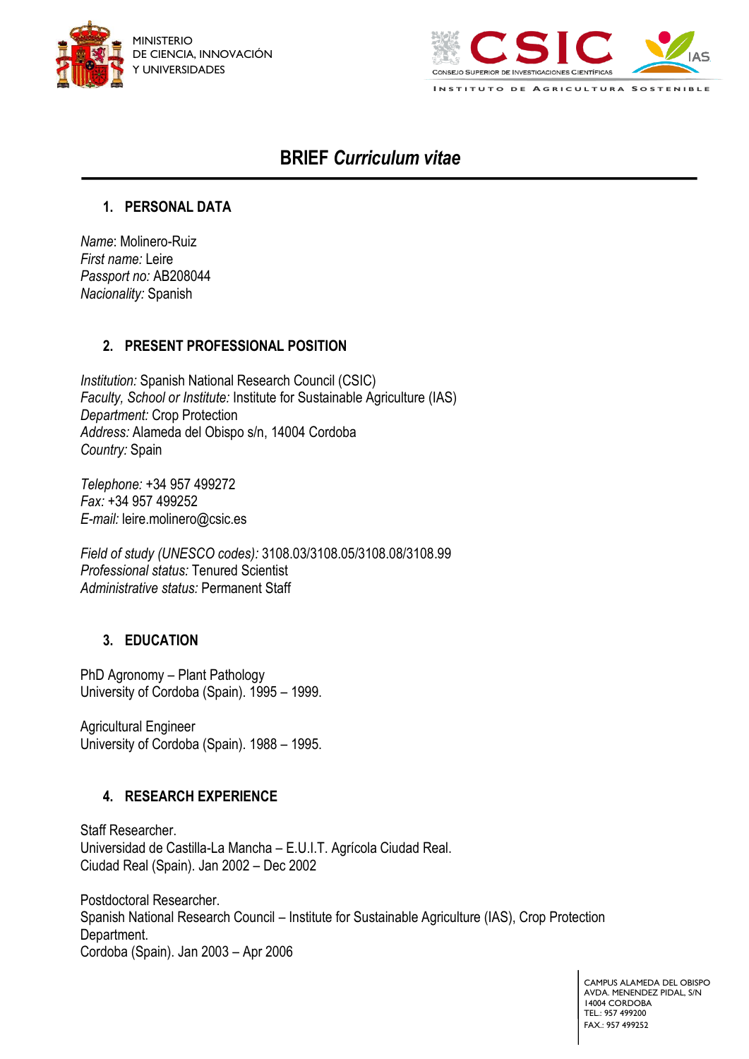# BRIEF *Curriculum vitae*

## 1. PERSONAL DATA

*Name*: Molinero-Ruiz
*First name:* Leire
*Passport no:* AB208044
*Nacionality:* Spanish

## 2. PRESENT PROFESSIONAL POSITION

*Institution:* Spanish National Research Council (CSIC)
*Faculty, School or Institute:* Institute for Sustainable Agriculture (IAS)
*Department:* Crop Protection
*Address:* Alameda del Obispo s/n, 14004 Cordoba
*Country:* Spain

*Telephone:* +34 957 499272
*Fax:* +34 957 499252
*E-mail:* leire.molinero@csic.es

*Field of study (UNESCO codes):* 3108.03/3108.05/3108.08/3108.99
*Professional status:* Tenured Scientist
*Administrative status:* Permanent Staff

## 3. EDUCATION

PhD Agronomy – Plant Pathology
University of Cordoba (Spain). 1995 – 1999.

Agricultural Engineer
University of Cordoba (Spain). 1988 – 1995.

## 4. RESEARCH EXPERIENCE

Staff Researcher.
Universidad de Castilla-La Mancha – E.U.I.T. Agrícola Ciudad Real.
Ciudad Real (Spain). Jan 2002 – Dec 2002

Postdoctoral Researcher.
Spanish National Research Council – Institute for Sustainable Agriculture (IAS), Crop Protection Department.
Cordoba (Spain). Jan 2003 – Apr 2006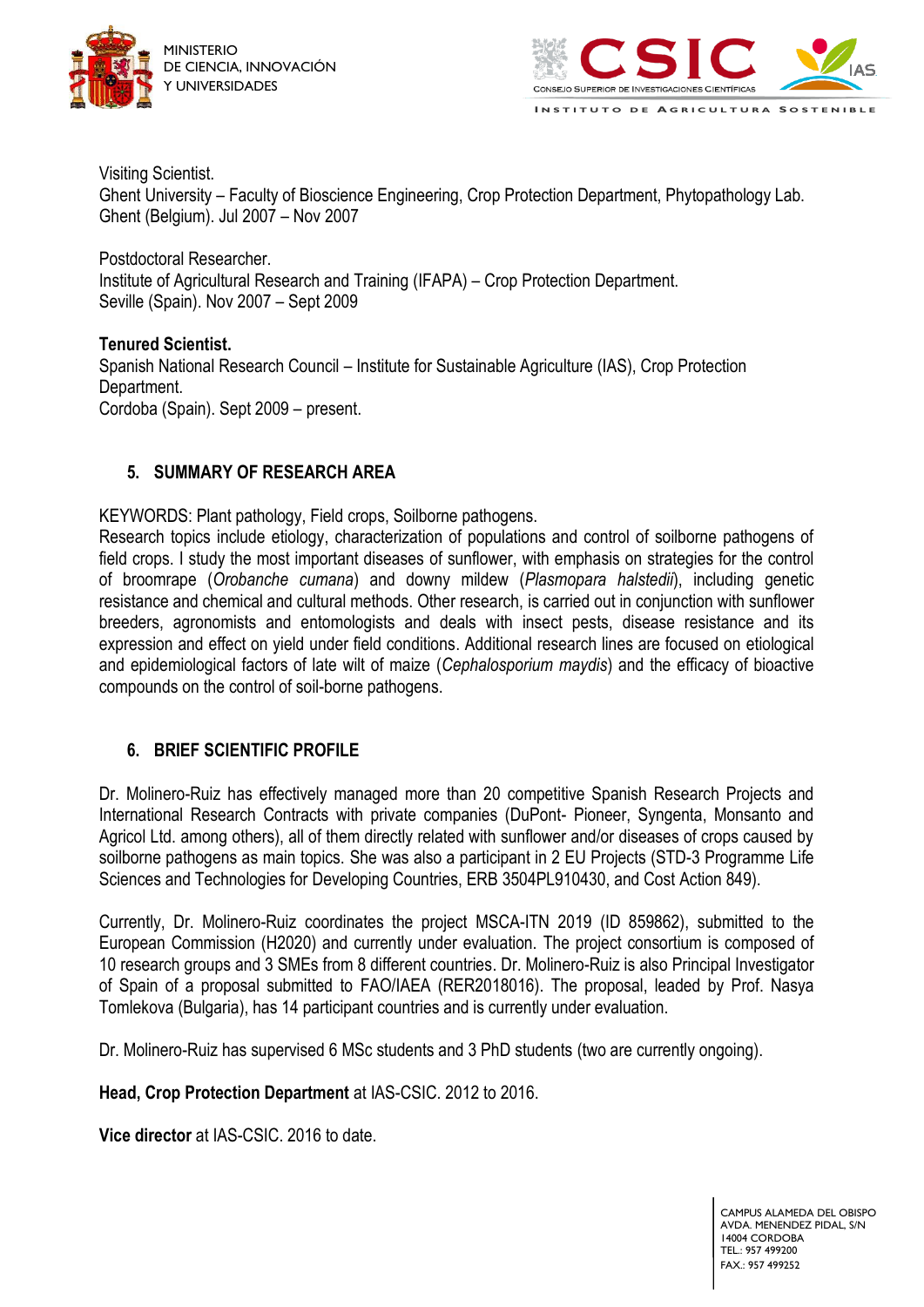Visiting Scientist.
Ghent University – Faculty of Bioscience Engineering, Crop Protection Department, Phytopathology Lab.
Ghent (Belgium). Jul 2007 – Nov 2007

Postdoctoral Researcher.
Institute of Agricultural Research and Training (IFAPA) – Crop Protection Department.
Seville (Spain). Nov 2007 – Sept 2009

**Tenured Scientist.**
Spanish National Research Council – Institute for Sustainable Agriculture (IAS), Crop Protection Department.
Cordoba (Spain). Sept 2009 – present.

## 5. SUMMARY OF RESEARCH AREA

KEYWORDS: Plant pathology, Field crops, Soilborne pathogens.
Research topics include etiology, characterization of populations and control of soilborne pathogens of field crops. I study the most important diseases of sunflower, with emphasis on strategies for the control of broomrape (*Orobanche cumana*) and downy mildew (*Plasmopara halstedii*), including genetic resistance and chemical and cultural methods. Other research, is carried out in conjunction with sunflower breeders, agronomists and entomologists and deals with insect pests, disease resistance and its expression and effect on yield under field conditions. Additional research lines are focused on etiological and epidemiological factors of late wilt of maize (*Cephalosporium maydis*) and the efficacy of bioactive compounds on the control of soil-borne pathogens.

## 6. BRIEF SCIENTIFIC PROFILE

Dr. Molinero-Ruiz has effectively managed more than 20 competitive Spanish Research Projects and International Research Contracts with private companies (DuPont- Pioneer, Syngenta, Monsanto and Agricol Ltd. among others), all of them directly related with sunflower and/or diseases of crops caused by soilborne pathogens as main topics. She was also a participant in 2 EU Projects (STD-3 Programme Life Sciences and Technologies for Developing Countries, ERB 3504PL910430, and Cost Action 849).

Currently, Dr. Molinero-Ruiz coordinates the project MSCA-ITN 2019 (ID 859862), submitted to the European Commission (H2020) and currently under evaluation. The project consortium is composed of 10 research groups and 3 SMEs from 8 different countries. Dr. Molinero-Ruiz is also Principal Investigator of Spain of a proposal submitted to FAO/IAEA (RER2018016). The proposal, leaded by Prof. Nasya Tomlekova (Bulgaria), has 14 participant countries and is currently under evaluation.

Dr. Molinero-Ruiz has supervised 6 MSc students and 3 PhD students (two are currently ongoing).

**Head, Crop Protection Department** at IAS-CSIC. 2012 to 2016.

**Vice director** at IAS-CSIC. 2016 to date.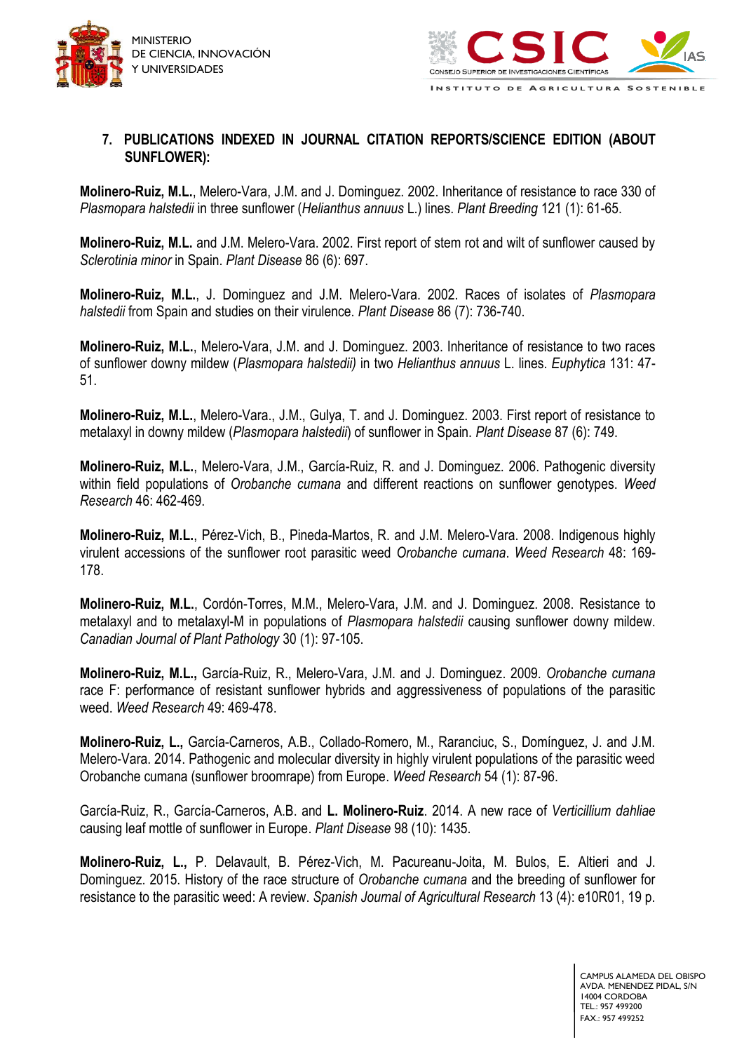## 7. PUBLICATIONS INDEXED IN JOURNAL CITATION REPORTS/SCIENCE EDITION (ABOUT SUNFLOWER):

**Molinero-Ruiz, M.L.**, Melero-Vara, J.M. and J. Dominguez. 2002. Inheritance of resistance to race 330 of *Plasmopara halstedii* in three sunflower (*Helianthus annuus* L.) lines. *Plant Breeding* 121 (1): 61-65.

**Molinero-Ruiz, M.L.** and J.M. Melero-Vara. 2002. First report of stem rot and wilt of sunflower caused by *Sclerotinia minor* in Spain. *Plant Disease* 86 (6): 697.

**Molinero-Ruiz, M.L.**, J. Dominguez and J.M. Melero-Vara. 2002. Races of isolates of *Plasmopara halstedii* from Spain and studies on their virulence. *Plant Disease* 86 (7): 736-740.

**Molinero-Ruiz, M.L.**, Melero-Vara, J.M. and J. Dominguez. 2003. Inheritance of resistance to two races of sunflower downy mildew (*Plasmopara halstedii)* in two *Helianthus annuus* L. lines. *Euphytica* 131: 47-51.

**Molinero-Ruiz, M.L.**, Melero-Vara., J.M., Gulya, T. and J. Dominguez. 2003. First report of resistance to metalaxyl in downy mildew (*Plasmopara halstedii*) of sunflower in Spain. *Plant Disease* 87 (6): 749.

**Molinero-Ruiz, M.L.**, Melero-Vara, J.M., García-Ruiz, R. and J. Dominguez. 2006. Pathogenic diversity within field populations of *Orobanche cumana* and different reactions on sunflower genotypes. *Weed Research* 46: 462-469.

**Molinero-Ruiz, M.L.**, Pérez-Vich, B., Pineda-Martos, R. and J.M. Melero-Vara. 2008. Indigenous highly virulent accessions of the sunflower root parasitic weed *Orobanche cumana*. *Weed Research* 48: 169-178.

**Molinero-Ruiz, M.L.**, Cordón-Torres, M.M., Melero-Vara, J.M. and J. Dominguez. 2008. Resistance to metalaxyl and to metalaxyl-M in populations of *Plasmopara halstedii* causing sunflower downy mildew. *Canadian Journal of Plant Pathology* 30 (1): 97-105.

**Molinero-Ruiz, M.L.,** García-Ruiz, R., Melero-Vara, J.M. and J. Dominguez. 2009. *Orobanche cumana* race F: performance of resistant sunflower hybrids and aggressiveness of populations of the parasitic weed. *Weed Research* 49: 469-478.

**Molinero-Ruiz, L.,** García-Carneros, A.B., Collado-Romero, M., Raranciuc, S., Domínguez, J. and J.M. Melero-Vara. 2014. Pathogenic and molecular diversity in highly virulent populations of the parasitic weed Orobanche cumana (sunflower broomrape) from Europe. *Weed Research* 54 (1): 87-96.

García-Ruiz, R., García-Carneros, A.B. and **L. Molinero-Ruiz**. 2014. A new race of *Verticillium dahliae* causing leaf mottle of sunflower in Europe. *Plant Disease* 98 (10): 1435.

**Molinero-Ruiz, L.,** P. Delavault, B. Pérez-Vich, M. Pacureanu-Joita, M. Bulos, E. Altieri and J. Dominguez. 2015. History of the race structure of *Orobanche cumana* and the breeding of sunflower for resistance to the parasitic weed: A review. *Spanish Journal of Agricultural Research* 13 (4): e10R01, 19 p.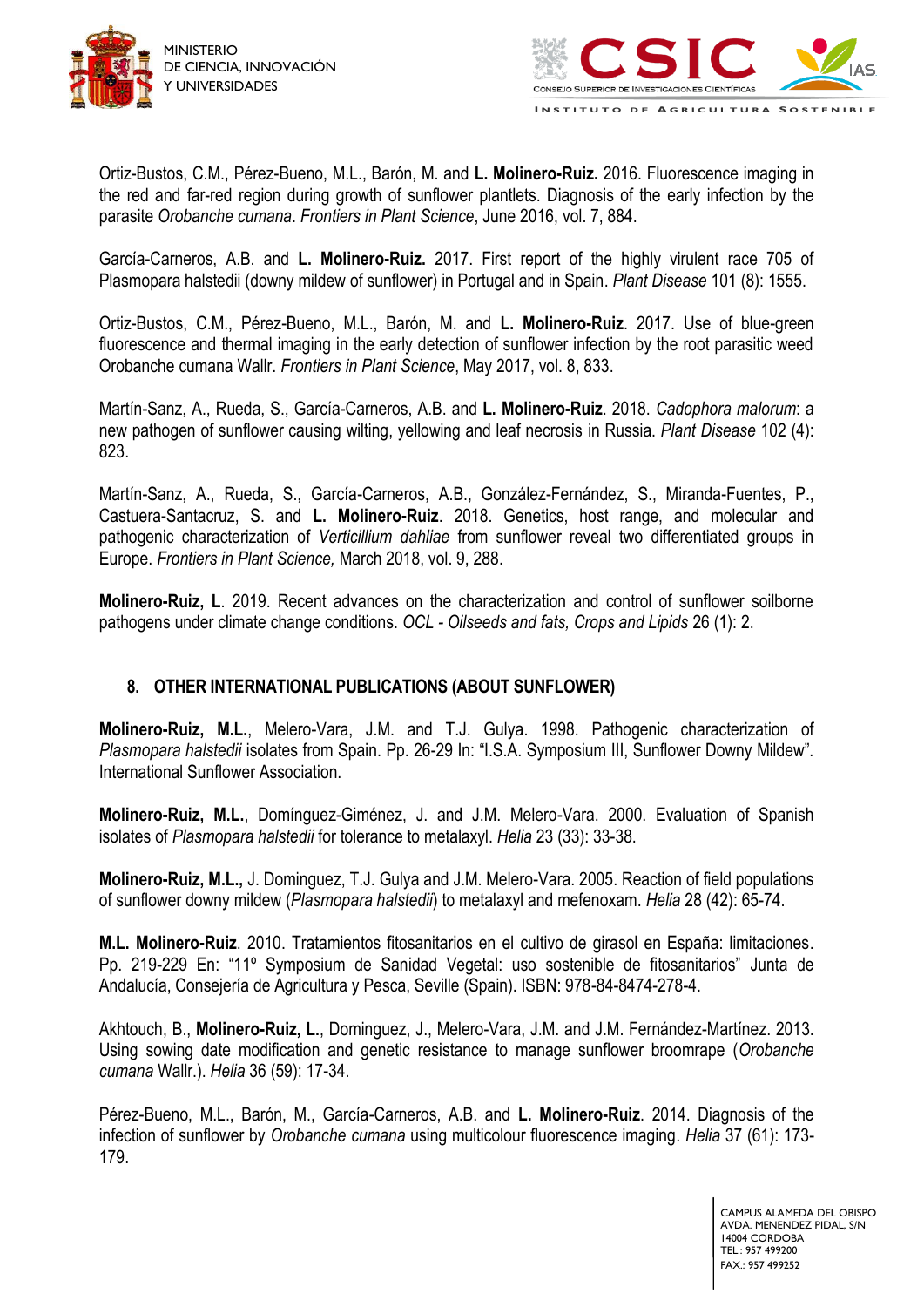Ortiz-Bustos, C.M., Pérez-Bueno, M.L., Barón, M. and **L. Molinero-Ruiz.** 2016. Fluorescence imaging in the red and far-red region during growth of sunflower plantlets. Diagnosis of the early infection by the parasite *Orobanche cumana*. *Frontiers in Plant Science*, June 2016, vol. 7, 884.

García-Carneros, A.B. and **L. Molinero-Ruiz.** 2017. First report of the highly virulent race 705 of Plasmopara halstedii (downy mildew of sunflower) in Portugal and in Spain. *Plant Disease* 101 (8): 1555.

Ortiz-Bustos, C.M., Pérez-Bueno, M.L., Barón, M. and **L. Molinero-Ruiz**. 2017. Use of blue-green fluorescence and thermal imaging in the early detection of sunflower infection by the root parasitic weed Orobanche cumana Wallr. *Frontiers in Plant Science*, May 2017, vol. 8, 833.

Martín-Sanz, A., Rueda, S., García-Carneros, A.B. and **L. Molinero-Ruiz**. 2018. *Cadophora malorum*: a new pathogen of sunflower causing wilting, yellowing and leaf necrosis in Russia. *Plant Disease* 102 (4): 823.

Martín-Sanz, A., Rueda, S., García-Carneros, A.B., González-Fernández, S., Miranda-Fuentes, P., Castuera-Santacruz, S. and **L. Molinero-Ruiz**. 2018. Genetics, host range, and molecular and pathogenic characterization of *Verticillium dahliae* from sunflower reveal two differentiated groups in Europe. *Frontiers in Plant Science,* March 2018, vol. 9, 288.

**Molinero-Ruiz, L**. 2019. Recent advances on the characterization and control of sunflower soilborne pathogens under climate change conditions. *OCL - Oilseeds and fats, Crops and Lipids* 26 (1): 2.

## 8. OTHER INTERNATIONAL PUBLICATIONS (ABOUT SUNFLOWER)

**Molinero-Ruiz, M.L.**, Melero-Vara, J.M. and T.J. Gulya. 1998. Pathogenic characterization of *Plasmopara halstedii* isolates from Spain. Pp. 26-29 In: "I.S.A. Symposium III, Sunflower Downy Mildew". International Sunflower Association.

**Molinero-Ruiz, M.L.**, Domínguez-Giménez, J. and J.M. Melero-Vara. 2000. Evaluation of Spanish isolates of *Plasmopara halstedii* for tolerance to metalaxyl. *Helia* 23 (33): 33-38.

**Molinero-Ruiz, M.L.,** J. Dominguez, T.J. Gulya and J.M. Melero-Vara. 2005. Reaction of field populations of sunflower downy mildew (*Plasmopara halstedii*) to metalaxyl and mefenoxam. *Helia* 28 (42): 65-74.

**M.L. Molinero-Ruiz**. 2010. Tratamientos fitosanitarios en el cultivo de girasol en España: limitaciones. Pp. 219-229 En: "11º Symposium de Sanidad Vegetal: uso sostenible de fitosanitarios" Junta de Andalucía, Consejería de Agricultura y Pesca, Seville (Spain). ISBN: 978-84-8474-278-4.

Akhtouch, B., **Molinero-Ruiz, L.**, Dominguez, J., Melero-Vara, J.M. and J.M. Fernández-Martínez. 2013. Using sowing date modification and genetic resistance to manage sunflower broomrape (*Orobanche cumana* Wallr.). *Helia* 36 (59): 17-34.

Pérez-Bueno, M.L., Barón, M., García-Carneros, A.B. and **L. Molinero-Ruiz**. 2014. Diagnosis of the infection of sunflower by *Orobanche cumana* using multicolour fluorescence imaging. *Helia* 37 (61): 173-179.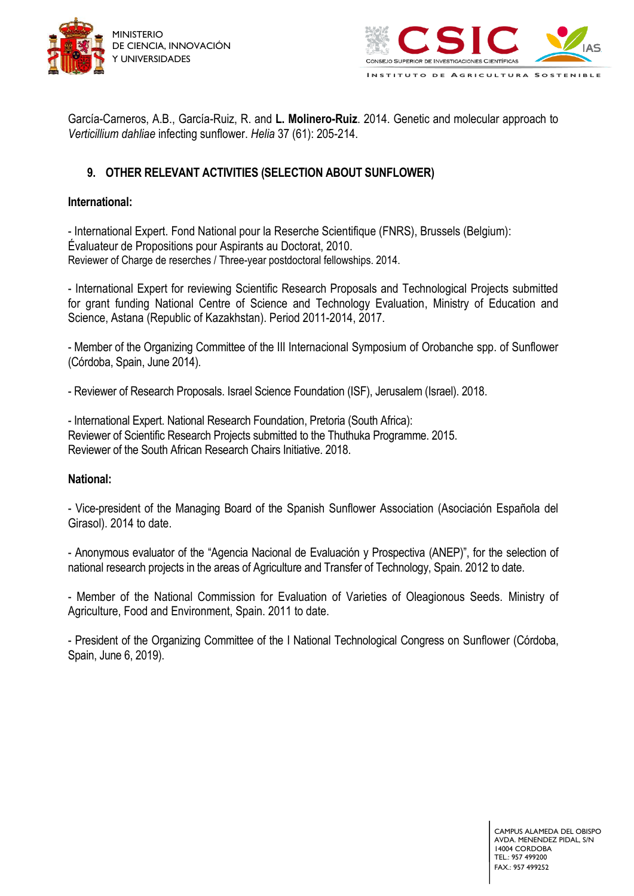García-Carneros, A.B., García-Ruiz, R. and **L. Molinero-Ruiz**. 2014. Genetic and molecular approach to *Verticillium dahliae* infecting sunflower. *Helia* 37 (61): 205-214.

## 9. OTHER RELEVANT ACTIVITIES (SELECTION ABOUT SUNFLOWER)

**International:**

- International Expert. Fond National pour la Reserche Scientifique (FNRS), Brussels (Belgium):
Évaluateur de Propositions pour Aspirants au Doctorat, 2010.
Reviewer of Charge de reserches / Three-year postdoctoral fellowships. 2014.

- International Expert for reviewing Scientific Research Proposals and Technological Projects submitted for grant funding National Centre of Science and Technology Evaluation, Ministry of Education and Science, Astana (Republic of Kazakhstan). Period 2011-2014, 2017.

- Member of the Organizing Committee of the III Internacional Symposium of Orobanche spp. of Sunflower (Córdoba, Spain, June 2014).

- Reviewer of Research Proposals. Israel Science Foundation (ISF), Jerusalem (Israel). 2018.

- International Expert. National Research Foundation, Pretoria (South Africa):
Reviewer of Scientific Research Projects submitted to the Thuthuka Programme. 2015.
Reviewer of the South African Research Chairs Initiative. 2018.

**National:**

- Vice-president of the Managing Board of the Spanish Sunflower Association (Asociación Española del Girasol). 2014 to date.

- Anonymous evaluator of the "Agencia Nacional de Evaluación y Prospectiva (ANEP)", for the selection of national research projects in the areas of Agriculture and Transfer of Technology, Spain. 2012 to date.

- Member of the National Commission for Evaluation of Varieties of Oleagionous Seeds. Ministry of Agriculture, Food and Environment, Spain. 2011 to date.

- President of the Organizing Committee of the I National Technological Congress on Sunflower (Córdoba, Spain, June 6, 2019).